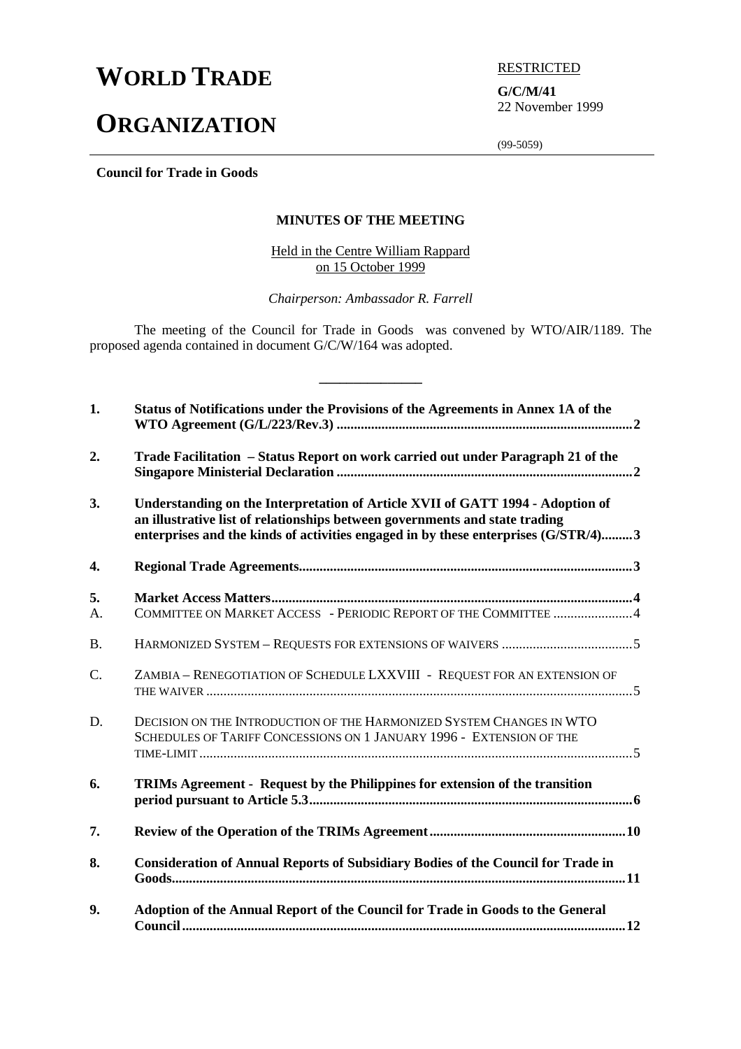# WORLD TRADE ORGANIZATION

RESTRICTED

**G/C/M/41**
22 November 1999

(99-5059)

**Council for Trade in Goods**

## MINUTES OF THE MEETING

Held in the Centre William Rappard
on 15 October 1999

*Chairperson: Ambassador R. Farrell*

The meeting of the Council for Trade in Goods was convened by WTO/AIR/1189. The proposed agenda contained in document G/C/W/164 was adopted.

______________

| | | |
|---|---|---|
| **1.** | **Status of Notifications under the Provisions of the Agreements in Annex 1A of the WTO Agreement (G/L/223/Rev.3)** | **2** |
| **2.** | **Trade Facilitation – Status Report on work carried out under Paragraph 21 of the Singapore Ministerial Declaration** | **2** |
| **3.** | **Understanding on the Interpretation of Article XVII of GATT 1994 - Adoption of an illustrative list of relationships between governments and state trading enterprises and the kinds of activities engaged in by these enterprises (G/STR/4)** | **3** |
| **4.** | **Regional Trade Agreements** | **3** |
| **5.** | **Market Access Matters** | **4** |
| A. | COMMITTEE ON MARKET ACCESS - PERIODIC REPORT OF THE COMMITTEE | 4 |
| B. | HARMONIZED SYSTEM – REQUESTS FOR EXTENSIONS OF WAIVERS | 5 |
| C. | ZAMBIA – RENEGOTIATION OF SCHEDULE LXXVIII - REQUEST FOR AN EXTENSION OF THE WAIVER | 5 |
| D. | DECISION ON THE INTRODUCTION OF THE HARMONIZED SYSTEM CHANGES IN WTO SCHEDULES OF TARIFF CONCESSIONS ON 1 JANUARY 1996 - EXTENSION OF THE TIME-LIMIT | 5 |
| **6.** | **TRIMs Agreement - Request by the Philippines for extension of the transition period pursuant to Article 5.3** | **6** |
| **7.** | **Review of the Operation of the TRIMs Agreement** | **10** |
| **8.** | **Consideration of Annual Reports of Subsidiary Bodies of the Council for Trade in Goods** | **11** |
| **9.** | **Adoption of the Annual Report of the Council for Trade in Goods to the General Council** | **12** |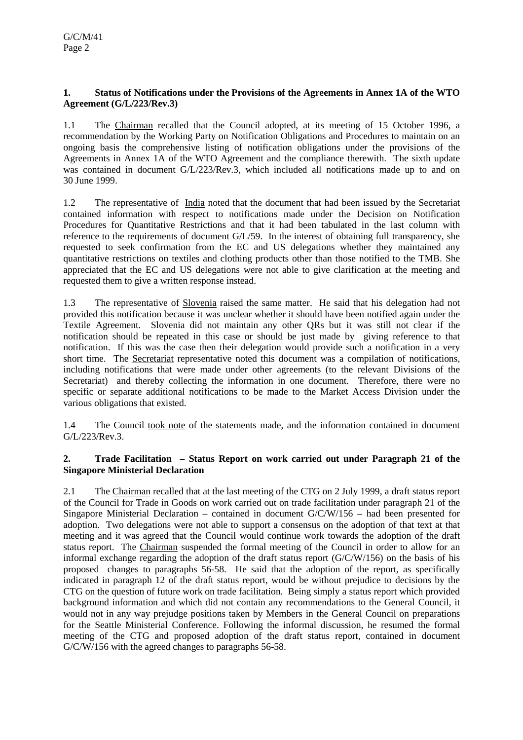**1. Status of Notifications under the Provisions of the Agreements in Annex 1A of the WTO Agreement (G/L/223/Rev.3)**

1.1 The Chairman recalled that the Council adopted, at its meeting of 15 October 1996, a recommendation by the Working Party on Notification Obligations and Procedures to maintain on an ongoing basis the comprehensive listing of notification obligations under the provisions of the Agreements in Annex 1A of the WTO Agreement and the compliance therewith. The sixth update was contained in document G/L/223/Rev.3, which included all notifications made up to and on 30 June 1999.

1.2 The representative of India noted that the document that had been issued by the Secretariat contained information with respect to notifications made under the Decision on Notification Procedures for Quantitative Restrictions and that it had been tabulated in the last column with reference to the requirements of document G/L/59. In the interest of obtaining full transparency, she requested to seek confirmation from the EC and US delegations whether they maintained any quantitative restrictions on textiles and clothing products other than those notified to the TMB. She appreciated that the EC and US delegations were not able to give clarification at the meeting and requested them to give a written response instead.

1.3 The representative of Slovenia raised the same matter. He said that his delegation had not provided this notification because it was unclear whether it should have been notified again under the Textile Agreement. Slovenia did not maintain any other QRs but it was still not clear if the notification should be repeated in this case or should be just made by giving reference to that notification. If this was the case then their delegation would provide such a notification in a very short time. The Secretariat representative noted this document was a compilation of notifications, including notifications that were made under other agreements (to the relevant Divisions of the Secretariat) and thereby collecting the information in one document. Therefore, there were no specific or separate additional notifications to be made to the Market Access Division under the various obligations that existed.

1.4 The Council took note of the statements made, and the information contained in document G/L/223/Rev.3.

**2. Trade Facilitation – Status Report on work carried out under Paragraph 21 of the Singapore Ministerial Declaration**

2.1 The Chairman recalled that at the last meeting of the CTG on 2 July 1999, a draft status report of the Council for Trade in Goods on work carried out on trade facilitation under paragraph 21 of the Singapore Ministerial Declaration – contained in document G/C/W/156 – had been presented for adoption. Two delegations were not able to support a consensus on the adoption of that text at that meeting and it was agreed that the Council would continue work towards the adoption of the draft status report. The Chairman suspended the formal meeting of the Council in order to allow for an informal exchange regarding the adoption of the draft status report (G/C/W/156) on the basis of his proposed changes to paragraphs 56-58. He said that the adoption of the report, as specifically indicated in paragraph 12 of the draft status report, would be without prejudice to decisions by the CTG on the question of future work on trade facilitation. Being simply a status report which provided background information and which did not contain any recommendations to the General Council, it would not in any way prejudge positions taken by Members in the General Council on preparations for the Seattle Ministerial Conference. Following the informal discussion, he resumed the formal meeting of the CTG and proposed adoption of the draft status report, contained in document G/C/W/156 with the agreed changes to paragraphs 56-58.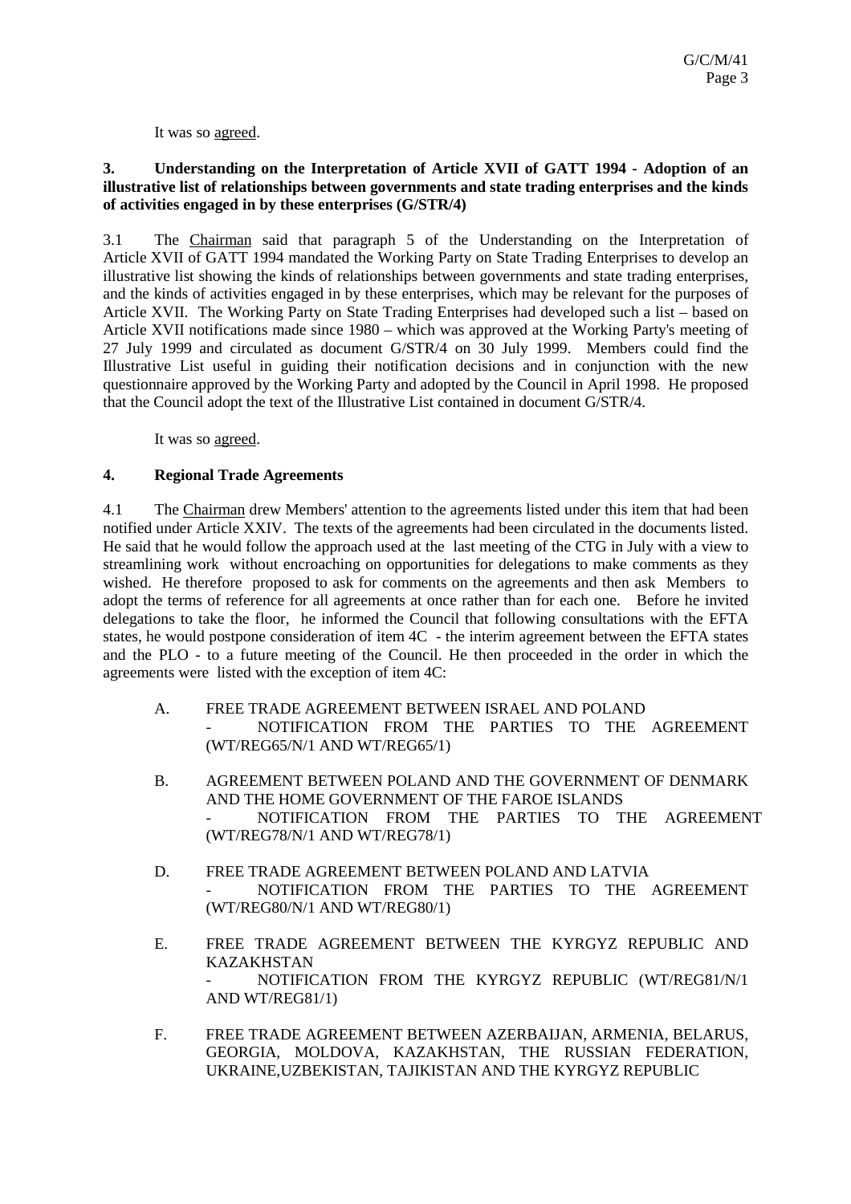It was so agreed.

**3. Understanding on the Interpretation of Article XVII of GATT 1994 - Adoption of an illustrative list of relationships between governments and state trading enterprises and the kinds of activities engaged in by these enterprises (G/STR/4)**

3.1 The Chairman said that paragraph 5 of the Understanding on the Interpretation of Article XVII of GATT 1994 mandated the Working Party on State Trading Enterprises to develop an illustrative list showing the kinds of relationships between governments and state trading enterprises, and the kinds of activities engaged in by these enterprises, which may be relevant for the purposes of Article XVII. The Working Party on State Trading Enterprises had developed such a list – based on Article XVII notifications made since 1980 – which was approved at the Working Party's meeting of 27 July 1999 and circulated as document G/STR/4 on 30 July 1999. Members could find the Illustrative List useful in guiding their notification decisions and in conjunction with the new questionnaire approved by the Working Party and adopted by the Council in April 1998. He proposed that the Council adopt the text of the Illustrative List contained in document G/STR/4.

It was so agreed.

**4. Regional Trade Agreements**

4.1 The Chairman drew Members' attention to the agreements listed under this item that had been notified under Article XXIV. The texts of the agreements had been circulated in the documents listed. He said that he would follow the approach used at the last meeting of the CTG in July with a view to streamlining work without encroaching on opportunities for delegations to make comments as they wished. He therefore proposed to ask for comments on the agreements and then ask Members to adopt the terms of reference for all agreements at once rather than for each one. Before he invited delegations to take the floor, he informed the Council that following consultations with the EFTA states, he would postpone consideration of item 4C - the interim agreement between the EFTA states and the PLO - to a future meeting of the Council. He then proceeded in the order in which the agreements were listed with the exception of item 4C:

A. FREE TRADE AGREEMENT BETWEEN ISRAEL AND POLAND
- NOTIFICATION FROM THE PARTIES TO THE AGREEMENT (WT/REG65/N/1 AND WT/REG65/1)

B. AGREEMENT BETWEEN POLAND AND THE GOVERNMENT OF DENMARK AND THE HOME GOVERNMENT OF THE FAROE ISLANDS
- NOTIFICATION FROM THE PARTIES TO THE AGREEMENT (WT/REG78/N/1 AND WT/REG78/1)

D. FREE TRADE AGREEMENT BETWEEN POLAND AND LATVIA
- NOTIFICATION FROM THE PARTIES TO THE AGREEMENT (WT/REG80/N/1 AND WT/REG80/1)

E. FREE TRADE AGREEMENT BETWEEN THE KYRGYZ REPUBLIC AND KAZAKHSTAN
- NOTIFICATION FROM THE KYRGYZ REPUBLIC (WT/REG81/N/1 AND WT/REG81/1)

F. FREE TRADE AGREEMENT BETWEEN AZERBAIJAN, ARMENIA, BELARUS, GEORGIA, MOLDOVA, KAZAKHSTAN, THE RUSSIAN FEDERATION, UKRAINE,UZBEKISTAN, TAJIKISTAN AND THE KYRGYZ REPUBLIC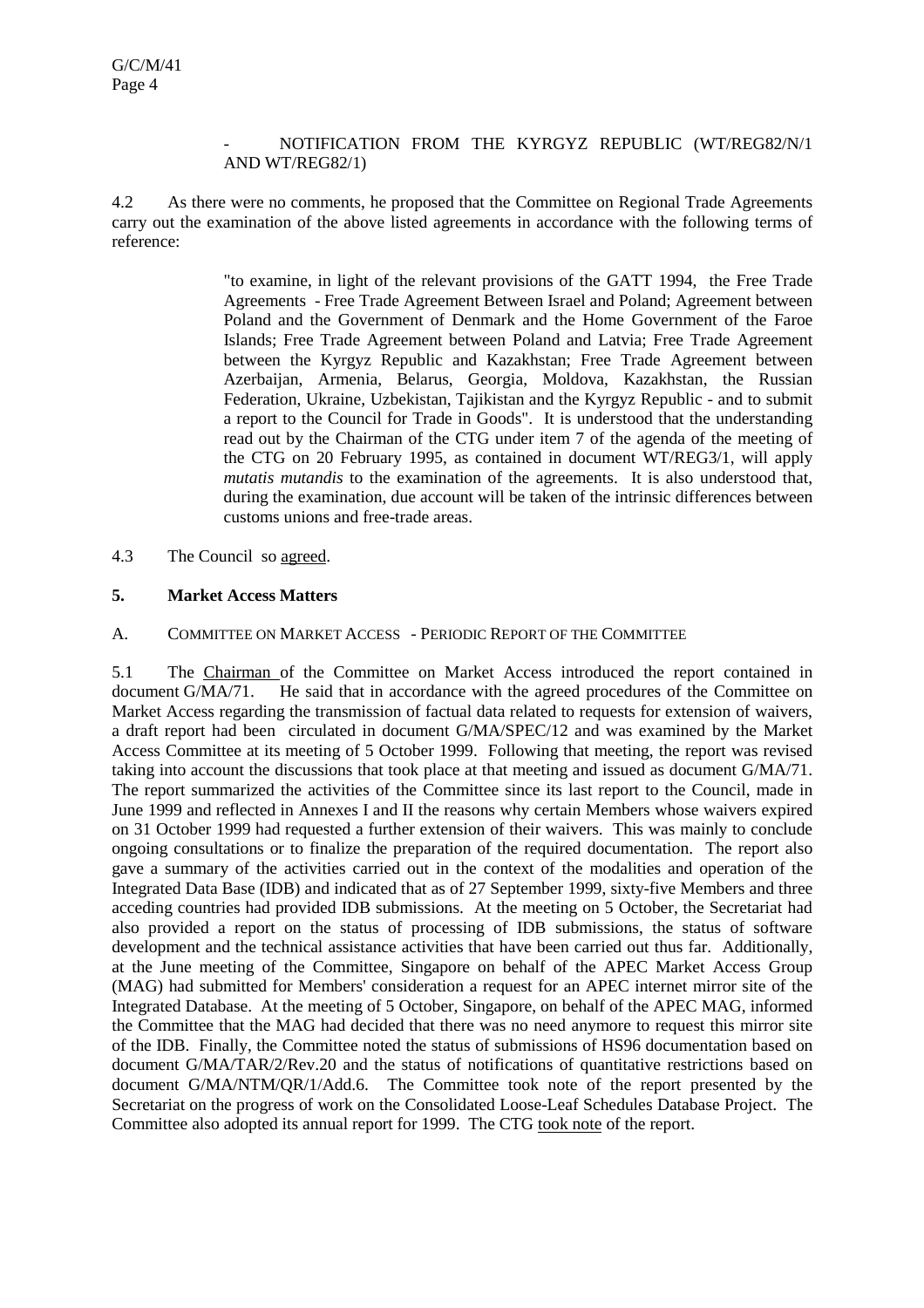- NOTIFICATION FROM THE KYRGYZ REPUBLIC (WT/REG82/N/1 AND WT/REG82/1)

4.2 As there were no comments, he proposed that the Committee on Regional Trade Agreements carry out the examination of the above listed agreements in accordance with the following terms of reference:

> "to examine, in light of the relevant provisions of the GATT 1994, the Free Trade Agreements - Free Trade Agreement Between Israel and Poland; Agreement between Poland and the Government of Denmark and the Home Government of the Faroe Islands; Free Trade Agreement between Poland and Latvia; Free Trade Agreement between the Kyrgyz Republic and Kazakhstan; Free Trade Agreement between Azerbaijan, Armenia, Belarus, Georgia, Moldova, Kazakhstan, the Russian Federation, Ukraine, Uzbekistan, Tajikistan and the Kyrgyz Republic - and to submit a report to the Council for Trade in Goods". It is understood that the understanding read out by the Chairman of the CTG under item 7 of the agenda of the meeting of the CTG on 20 February 1995, as contained in document WT/REG3/1, will apply *mutatis mutandis* to the examination of the agreements. It is also understood that, during the examination, due account will be taken of the intrinsic differences between customs unions and free-trade areas.

4.3 The Council so agreed.

## 5. Market Access Matters

### A. COMMITTEE ON MARKET ACCESS - PERIODIC REPORT OF THE COMMITTEE

5.1 The Chairman of the Committee on Market Access introduced the report contained in document G/MA/71. He said that in accordance with the agreed procedures of the Committee on Market Access regarding the transmission of factual data related to requests for extension of waivers, a draft report had been circulated in document G/MA/SPEC/12 and was examined by the Market Access Committee at its meeting of 5 October 1999. Following that meeting, the report was revised taking into account the discussions that took place at that meeting and issued as document G/MA/71. The report summarized the activities of the Committee since its last report to the Council, made in June 1999 and reflected in Annexes I and II the reasons why certain Members whose waivers expired on 31 October 1999 had requested a further extension of their waivers. This was mainly to conclude ongoing consultations or to finalize the preparation of the required documentation. The report also gave a summary of the activities carried out in the context of the modalities and operation of the Integrated Data Base (IDB) and indicated that as of 27 September 1999, sixty-five Members and three acceding countries had provided IDB submissions. At the meeting on 5 October, the Secretariat had also provided a report on the status of processing of IDB submissions, the status of software development and the technical assistance activities that have been carried out thus far. Additionally, at the June meeting of the Committee, Singapore on behalf of the APEC Market Access Group (MAG) had submitted for Members' consideration a request for an APEC internet mirror site of the Integrated Database. At the meeting of 5 October, Singapore, on behalf of the APEC MAG, informed the Committee that the MAG had decided that there was no need anymore to request this mirror site of the IDB. Finally, the Committee noted the status of submissions of HS96 documentation based on document G/MA/TAR/2/Rev.20 and the status of notifications of quantitative restrictions based on document G/MA/NTM/QR/1/Add.6. The Committee took note of the report presented by the Secretariat on the progress of work on the Consolidated Loose-Leaf Schedules Database Project. The Committee also adopted its annual report for 1999. The CTG took note of the report.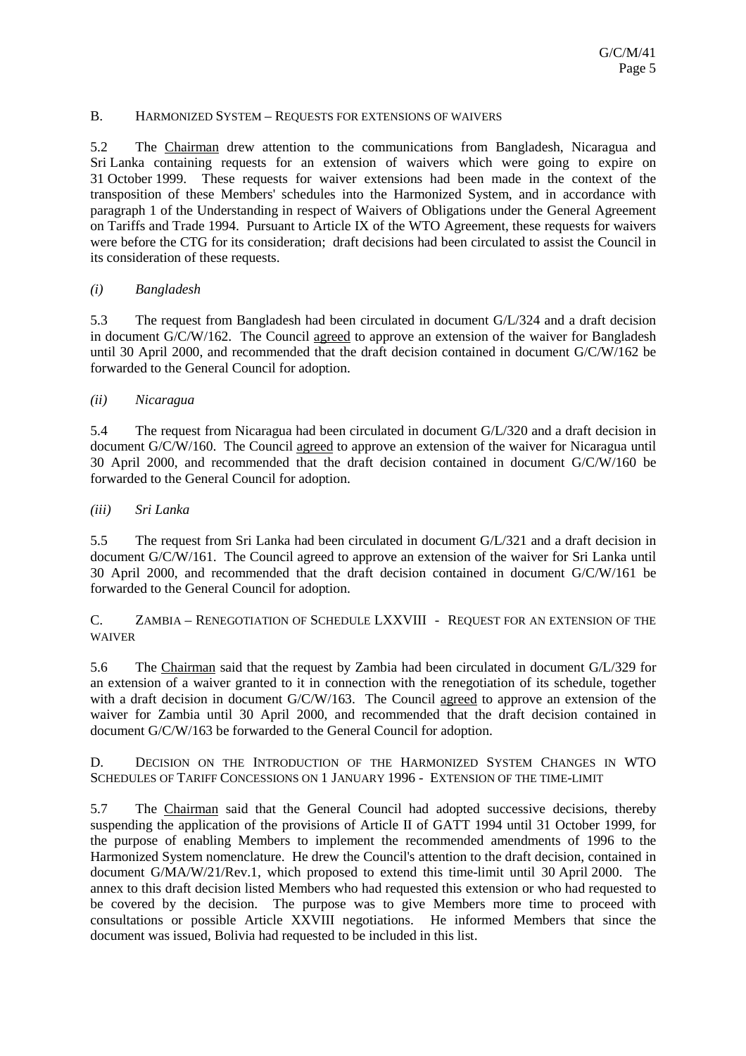## B. HARMONIZED SYSTEM – REQUESTS FOR EXTENSIONS OF WAIVERS

5.2 The Chairman drew attention to the communications from Bangladesh, Nicaragua and Sri Lanka containing requests for an extension of waivers which were going to expire on 31 October 1999. These requests for waiver extensions had been made in the context of the transposition of these Members' schedules into the Harmonized System, and in accordance with paragraph 1 of the Understanding in respect of Waivers of Obligations under the General Agreement on Tariffs and Trade 1994. Pursuant to Article IX of the WTO Agreement, these requests for waivers were before the CTG for its consideration; draft decisions had been circulated to assist the Council in its consideration of these requests.

### *(i) Bangladesh*

5.3 The request from Bangladesh had been circulated in document G/L/324 and a draft decision in document G/C/W/162. The Council agreed to approve an extension of the waiver for Bangladesh until 30 April 2000, and recommended that the draft decision contained in document G/C/W/162 be forwarded to the General Council for adoption.

### *(ii) Nicaragua*

5.4 The request from Nicaragua had been circulated in document G/L/320 and a draft decision in document G/C/W/160. The Council agreed to approve an extension of the waiver for Nicaragua until 30 April 2000, and recommended that the draft decision contained in document G/C/W/160 be forwarded to the General Council for adoption.

### *(iii) Sri Lanka*

5.5 The request from Sri Lanka had been circulated in document G/L/321 and a draft decision in document G/C/W/161. The Council agreed to approve an extension of the waiver for Sri Lanka until 30 April 2000, and recommended that the draft decision contained in document G/C/W/161 be forwarded to the General Council for adoption.

## C. ZAMBIA – RENEGOTIATION OF SCHEDULE LXXVIII - REQUEST FOR AN EXTENSION OF THE WAIVER

5.6 The Chairman said that the request by Zambia had been circulated in document G/L/329 for an extension of a waiver granted to it in connection with the renegotiation of its schedule, together with a draft decision in document G/C/W/163. The Council agreed to approve an extension of the waiver for Zambia until 30 April 2000, and recommended that the draft decision contained in document G/C/W/163 be forwarded to the General Council for adoption.

## D. DECISION ON THE INTRODUCTION OF THE HARMONIZED SYSTEM CHANGES IN WTO SCHEDULES OF TARIFF CONCESSIONS ON 1 JANUARY 1996 - EXTENSION OF THE TIME-LIMIT

5.7 The Chairman said that the General Council had adopted successive decisions, thereby suspending the application of the provisions of Article II of GATT 1994 until 31 October 1999, for the purpose of enabling Members to implement the recommended amendments of 1996 to the Harmonized System nomenclature. He drew the Council's attention to the draft decision, contained in document G/MA/W/21/Rev.1, which proposed to extend this time-limit until 30 April 2000. The annex to this draft decision listed Members who had requested this extension or who had requested to be covered by the decision. The purpose was to give Members more time to proceed with consultations or possible Article XXVIII negotiations. He informed Members that since the document was issued, Bolivia had requested to be included in this list.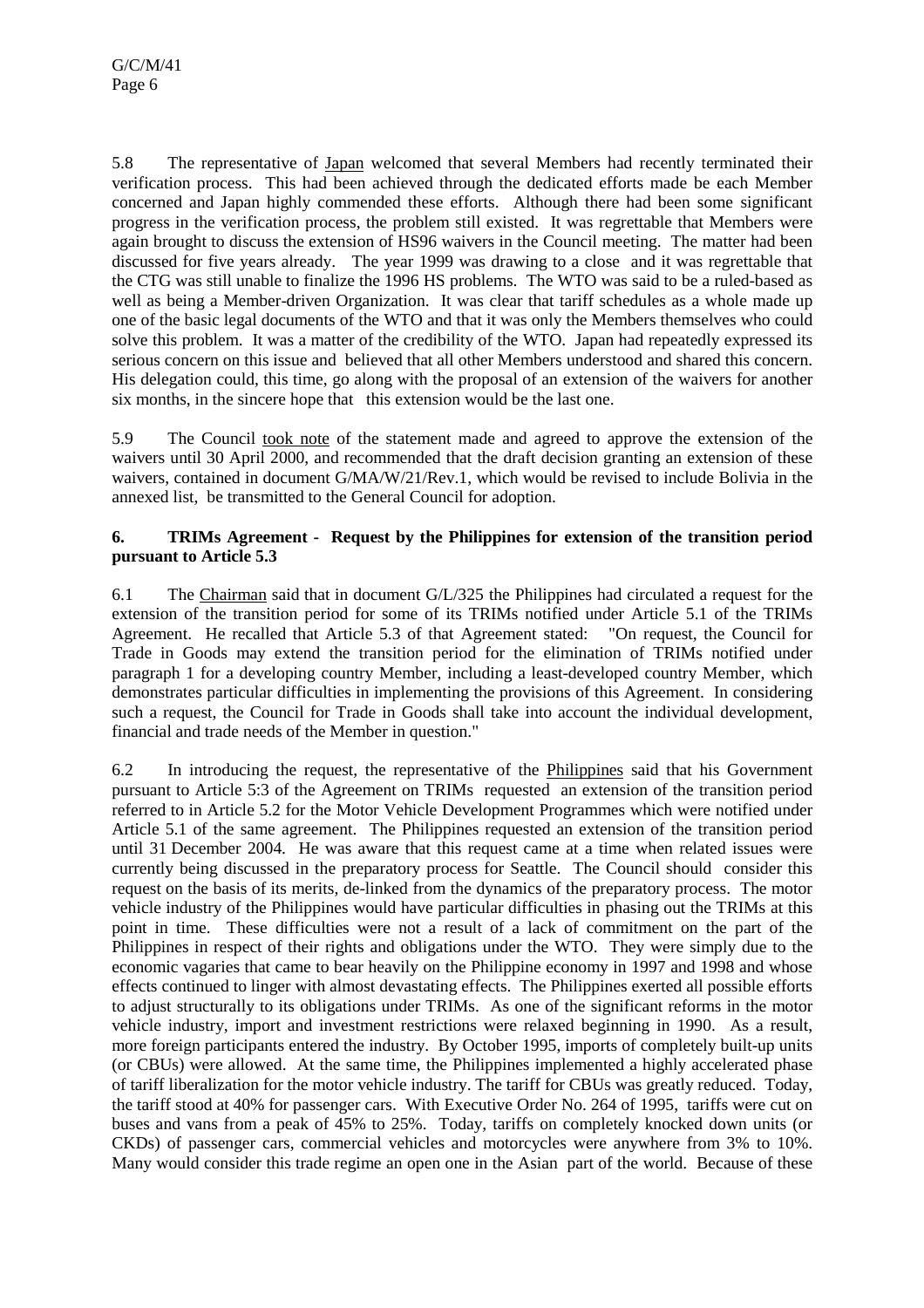5.8 The representative of Japan welcomed that several Members had recently terminated their verification process. This had been achieved through the dedicated efforts made be each Member concerned and Japan highly commended these efforts. Although there had been some significant progress in the verification process, the problem still existed. It was regrettable that Members were again brought to discuss the extension of HS96 waivers in the Council meeting. The matter had been discussed for five years already. The year 1999 was drawing to a close and it was regrettable that the CTG was still unable to finalize the 1996 HS problems. The WTO was said to be a ruled-based as well as being a Member-driven Organization. It was clear that tariff schedules as a whole made up one of the basic legal documents of the WTO and that it was only the Members themselves who could solve this problem. It was a matter of the credibility of the WTO. Japan had repeatedly expressed its serious concern on this issue and believed that all other Members understood and shared this concern. His delegation could, this time, go along with the proposal of an extension of the waivers for another six months, in the sincere hope that this extension would be the last one.

5.9 The Council took note of the statement made and agreed to approve the extension of the waivers until 30 April 2000, and recommended that the draft decision granting an extension of these waivers, contained in document G/MA/W/21/Rev.1, which would be revised to include Bolivia in the annexed list, be transmitted to the General Council for adoption.

### 6. TRIMs Agreement - Request by the Philippines for extension of the transition period pursuant to Article 5.3

6.1 The Chairman said that in document G/L/325 the Philippines had circulated a request for the extension of the transition period for some of its TRIMs notified under Article 5.1 of the TRIMs Agreement. He recalled that Article 5.3 of that Agreement stated: "On request, the Council for Trade in Goods may extend the transition period for the elimination of TRIMs notified under paragraph 1 for a developing country Member, including a least-developed country Member, which demonstrates particular difficulties in implementing the provisions of this Agreement. In considering such a request, the Council for Trade in Goods shall take into account the individual development, financial and trade needs of the Member in question."

6.2 In introducing the request, the representative of the Philippines said that his Government pursuant to Article 5:3 of the Agreement on TRIMs requested an extension of the transition period referred to in Article 5.2 for the Motor Vehicle Development Programmes which were notified under Article 5.1 of the same agreement. The Philippines requested an extension of the transition period until 31 December 2004. He was aware that this request came at a time when related issues were currently being discussed in the preparatory process for Seattle. The Council should consider this request on the basis of its merits, de-linked from the dynamics of the preparatory process. The motor vehicle industry of the Philippines would have particular difficulties in phasing out the TRIMs at this point in time. These difficulties were not a result of a lack of commitment on the part of the Philippines in respect of their rights and obligations under the WTO. They were simply due to the economic vagaries that came to bear heavily on the Philippine economy in 1997 and 1998 and whose effects continued to linger with almost devastating effects. The Philippines exerted all possible efforts to adjust structurally to its obligations under TRIMs. As one of the significant reforms in the motor vehicle industry, import and investment restrictions were relaxed beginning in 1990. As a result, more foreign participants entered the industry. By October 1995, imports of completely built-up units (or CBUs) were allowed. At the same time, the Philippines implemented a highly accelerated phase of tariff liberalization for the motor vehicle industry. The tariff for CBUs was greatly reduced. Today, the tariff stood at 40% for passenger cars. With Executive Order No. 264 of 1995, tariffs were cut on buses and vans from a peak of 45% to 25%. Today, tariffs on completely knocked down units (or CKDs) of passenger cars, commercial vehicles and motorcycles were anywhere from 3% to 10%. Many would consider this trade regime an open one in the Asian part of the world. Because of these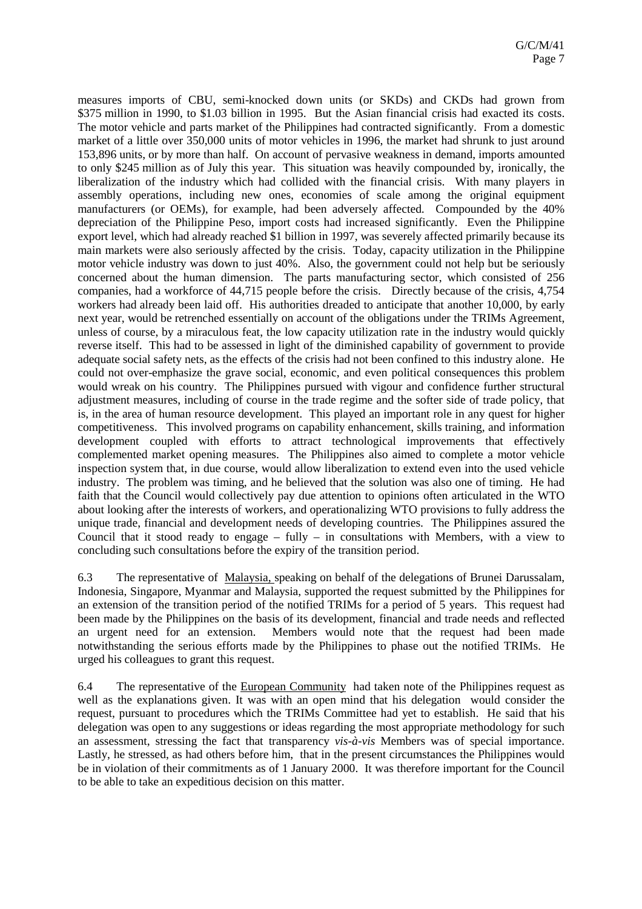measures imports of CBU, semi-knocked down units (or SKDs) and CKDs had grown from \$375 million in 1990, to \$1.03 billion in 1995. But the Asian financial crisis had exacted its costs. The motor vehicle and parts market of the Philippines had contracted significantly. From a domestic market of a little over 350,000 units of motor vehicles in 1996, the market had shrunk to just around 153,896 units, or by more than half. On account of pervasive weakness in demand, imports amounted to only \$245 million as of July this year. This situation was heavily compounded by, ironically, the liberalization of the industry which had collided with the financial crisis. With many players in assembly operations, including new ones, economies of scale among the original equipment manufacturers (or OEMs), for example, had been adversely affected. Compounded by the 40% depreciation of the Philippine Peso, import costs had increased significantly. Even the Philippine export level, which had already reached \$1 billion in 1997, was severely affected primarily because its main markets were also seriously affected by the crisis. Today, capacity utilization in the Philippine motor vehicle industry was down to just 40%. Also, the government could not help but be seriously concerned about the human dimension. The parts manufacturing sector, which consisted of 256 companies, had a workforce of 44,715 people before the crisis. Directly because of the crisis, 4,754 workers had already been laid off. His authorities dreaded to anticipate that another 10,000, by early next year, would be retrenched essentially on account of the obligations under the TRIMs Agreement, unless of course, by a miraculous feat, the low capacity utilization rate in the industry would quickly reverse itself. This had to be assessed in light of the diminished capability of government to provide adequate social safety nets, as the effects of the crisis had not been confined to this industry alone. He could not over-emphasize the grave social, economic, and even political consequences this problem would wreak on his country. The Philippines pursued with vigour and confidence further structural adjustment measures, including of course in the trade regime and the softer side of trade policy, that is, in the area of human resource development. This played an important role in any quest for higher competitiveness. This involved programs on capability enhancement, skills training, and information development coupled with efforts to attract technological improvements that effectively complemented market opening measures. The Philippines also aimed to complete a motor vehicle inspection system that, in due course, would allow liberalization to extend even into the used vehicle industry. The problem was timing, and he believed that the solution was also one of timing. He had faith that the Council would collectively pay due attention to opinions often articulated in the WTO about looking after the interests of workers, and operationalizing WTO provisions to fully address the unique trade, financial and development needs of developing countries. The Philippines assured the Council that it stood ready to engage – fully – in consultations with Members, with a view to concluding such consultations before the expiry of the transition period.

6.3 The representative of Malaysia, speaking on behalf of the delegations of Brunei Darussalam, Indonesia, Singapore, Myanmar and Malaysia, supported the request submitted by the Philippines for an extension of the transition period of the notified TRIMs for a period of 5 years. This request had been made by the Philippines on the basis of its development, financial and trade needs and reflected an urgent need for an extension. Members would note that the request had been made notwithstanding the serious efforts made by the Philippines to phase out the notified TRIMs. He urged his colleagues to grant this request.

6.4 The representative of the European Community had taken note of the Philippines request as well as the explanations given. It was with an open mind that his delegation would consider the request, pursuant to procedures which the TRIMs Committee had yet to establish. He said that his delegation was open to any suggestions or ideas regarding the most appropriate methodology for such an assessment, stressing the fact that transparency *vis-à-vis* Members was of special importance. Lastly, he stressed, as had others before him, that in the present circumstances the Philippines would be in violation of their commitments as of 1 January 2000. It was therefore important for the Council to be able to take an expeditious decision on this matter.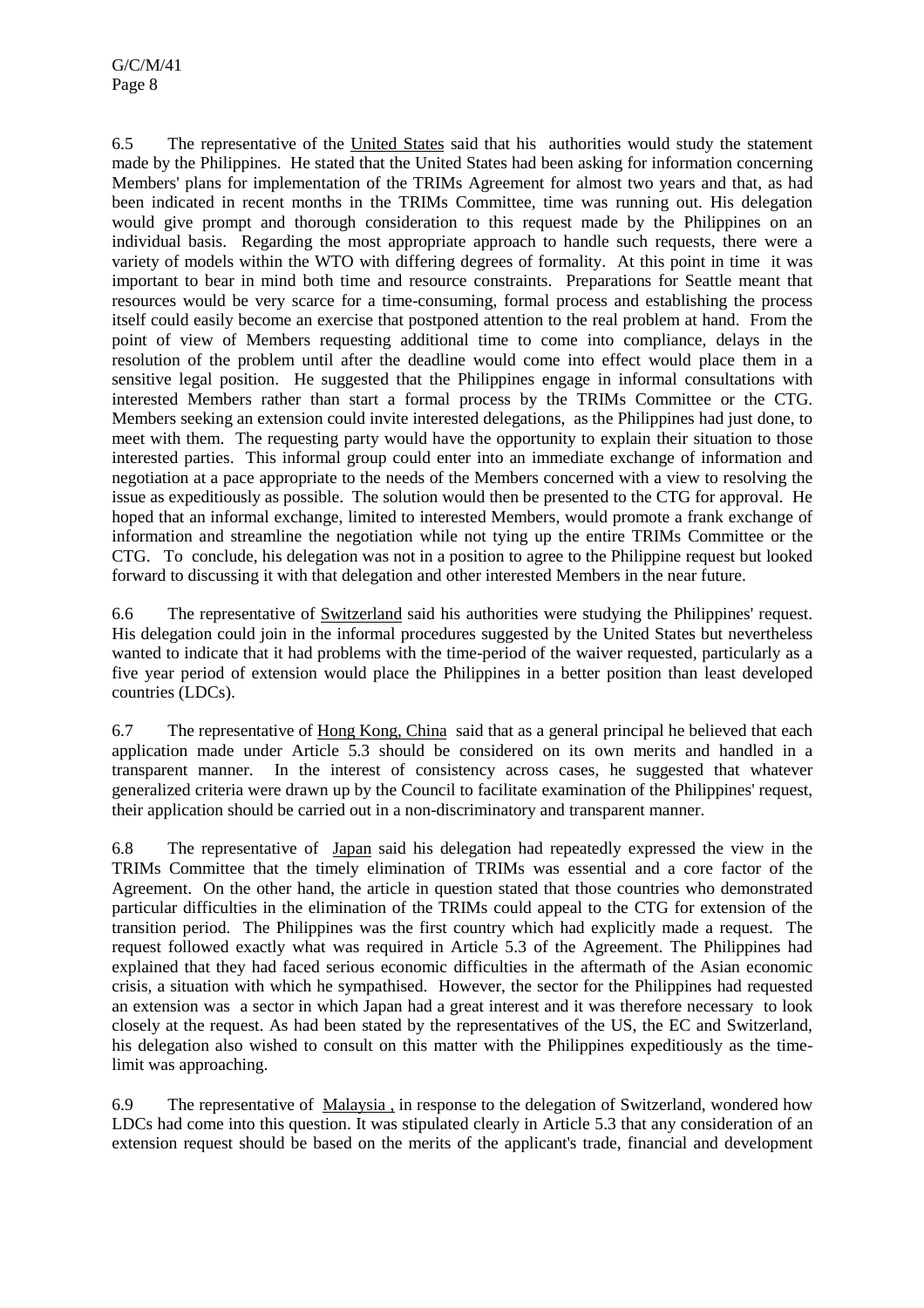6.5 The representative of the United States said that his authorities would study the statement made by the Philippines. He stated that the United States had been asking for information concerning Members' plans for implementation of the TRIMs Agreement for almost two years and that, as had been indicated in recent months in the TRIMs Committee, time was running out. His delegation would give prompt and thorough consideration to this request made by the Philippines on an individual basis. Regarding the most appropriate approach to handle such requests, there were a variety of models within the WTO with differing degrees of formality. At this point in time it was important to bear in mind both time and resource constraints. Preparations for Seattle meant that resources would be very scarce for a time-consuming, formal process and establishing the process itself could easily become an exercise that postponed attention to the real problem at hand. From the point of view of Members requesting additional time to come into compliance, delays in the resolution of the problem until after the deadline would come into effect would place them in a sensitive legal position. He suggested that the Philippines engage in informal consultations with interested Members rather than start a formal process by the TRIMs Committee or the CTG. Members seeking an extension could invite interested delegations, as the Philippines had just done, to meet with them. The requesting party would have the opportunity to explain their situation to those interested parties. This informal group could enter into an immediate exchange of information and negotiation at a pace appropriate to the needs of the Members concerned with a view to resolving the issue as expeditiously as possible. The solution would then be presented to the CTG for approval. He hoped that an informal exchange, limited to interested Members, would promote a frank exchange of information and streamline the negotiation while not tying up the entire TRIMs Committee or the CTG. To conclude, his delegation was not in a position to agree to the Philippine request but looked forward to discussing it with that delegation and other interested Members in the near future.

6.6 The representative of Switzerland said his authorities were studying the Philippines' request. His delegation could join in the informal procedures suggested by the United States but nevertheless wanted to indicate that it had problems with the time-period of the waiver requested, particularly as a five year period of extension would place the Philippines in a better position than least developed countries (LDCs).

6.7 The representative of Hong Kong, China said that as a general principal he believed that each application made under Article 5.3 should be considered on its own merits and handled in a transparent manner. In the interest of consistency across cases, he suggested that whatever generalized criteria were drawn up by the Council to facilitate examination of the Philippines' request, their application should be carried out in a non-discriminatory and transparent manner.

6.8 The representative of Japan said his delegation had repeatedly expressed the view in the TRIMs Committee that the timely elimination of TRIMs was essential and a core factor of the Agreement. On the other hand, the article in question stated that those countries who demonstrated particular difficulties in the elimination of the TRIMs could appeal to the CTG for extension of the transition period. The Philippines was the first country which had explicitly made a request. The request followed exactly what was required in Article 5.3 of the Agreement. The Philippines had explained that they had faced serious economic difficulties in the aftermath of the Asian economic crisis, a situation with which he sympathised. However, the sector for the Philippines had requested an extension was a sector in which Japan had a great interest and it was therefore necessary to look closely at the request. As had been stated by the representatives of the US, the EC and Switzerland, his delegation also wished to consult on this matter with the Philippines expeditiously as the time-limit was approaching.

6.9 The representative of Malaysia, in response to the delegation of Switzerland, wondered how LDCs had come into this question. It was stipulated clearly in Article 5.3 that any consideration of an extension request should be based on the merits of the applicant's trade, financial and development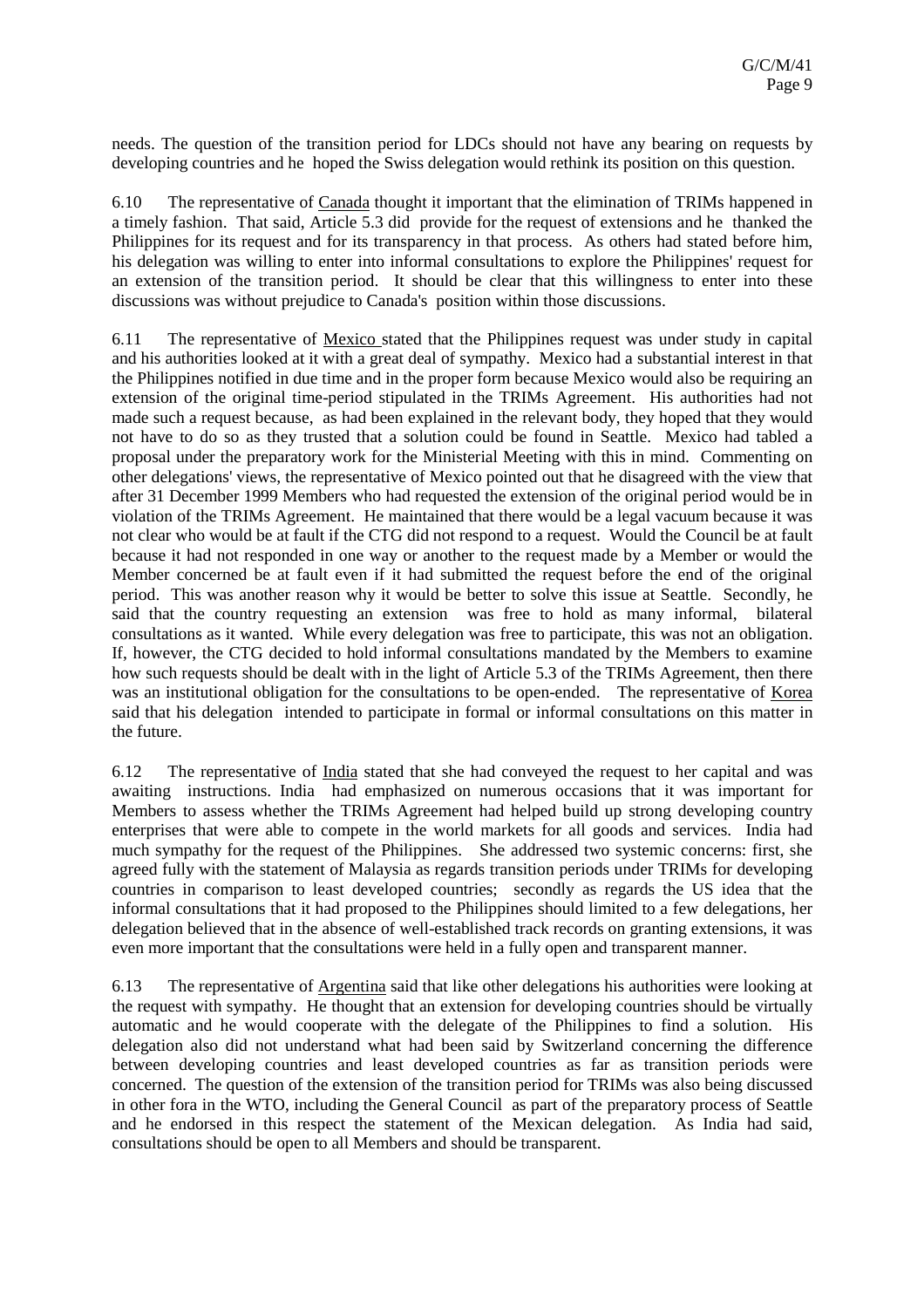needs. The question of the transition period for LDCs should not have any bearing on requests by developing countries and he hoped the Swiss delegation would rethink its position on this question.

6.10 The representative of Canada thought it important that the elimination of TRIMs happened in a timely fashion. That said, Article 5.3 did provide for the request of extensions and he thanked the Philippines for its request and for its transparency in that process. As others had stated before him, his delegation was willing to enter into informal consultations to explore the Philippines' request for an extension of the transition period. It should be clear that this willingness to enter into these discussions was without prejudice to Canada's position within those discussions.

6.11 The representative of Mexico stated that the Philippines request was under study in capital and his authorities looked at it with a great deal of sympathy. Mexico had a substantial interest in that the Philippines notified in due time and in the proper form because Mexico would also be requiring an extension of the original time-period stipulated in the TRIMs Agreement. His authorities had not made such a request because, as had been explained in the relevant body, they hoped that they would not have to do so as they trusted that a solution could be found in Seattle. Mexico had tabled a proposal under the preparatory work for the Ministerial Meeting with this in mind. Commenting on other delegations' views, the representative of Mexico pointed out that he disagreed with the view that after 31 December 1999 Members who had requested the extension of the original period would be in violation of the TRIMs Agreement. He maintained that there would be a legal vacuum because it was not clear who would be at fault if the CTG did not respond to a request. Would the Council be at fault because it had not responded in one way or another to the request made by a Member or would the Member concerned be at fault even if it had submitted the request before the end of the original period. This was another reason why it would be better to solve this issue at Seattle. Secondly, he said that the country requesting an extension was free to hold as many informal, bilateral consultations as it wanted. While every delegation was free to participate, this was not an obligation. If, however, the CTG decided to hold informal consultations mandated by the Members to examine how such requests should be dealt with in the light of Article 5.3 of the TRIMs Agreement, then there was an institutional obligation for the consultations to be open-ended. The representative of Korea said that his delegation intended to participate in formal or informal consultations on this matter in the future.

6.12 The representative of India stated that she had conveyed the request to her capital and was awaiting instructions. India had emphasized on numerous occasions that it was important for Members to assess whether the TRIMs Agreement had helped build up strong developing country enterprises that were able to compete in the world markets for all goods and services. India had much sympathy for the request of the Philippines. She addressed two systemic concerns: first, she agreed fully with the statement of Malaysia as regards transition periods under TRIMs for developing countries in comparison to least developed countries; secondly as regards the US idea that the informal consultations that it had proposed to the Philippines should limited to a few delegations, her delegation believed that in the absence of well-established track records on granting extensions, it was even more important that the consultations were held in a fully open and transparent manner.

6.13 The representative of Argentina said that like other delegations his authorities were looking at the request with sympathy. He thought that an extension for developing countries should be virtually automatic and he would cooperate with the delegate of the Philippines to find a solution. His delegation also did not understand what had been said by Switzerland concerning the difference between developing countries and least developed countries as far as transition periods were concerned. The question of the extension of the transition period for TRIMs was also being discussed in other fora in the WTO, including the General Council as part of the preparatory process of Seattle and he endorsed in this respect the statement of the Mexican delegation. As India had said, consultations should be open to all Members and should be transparent.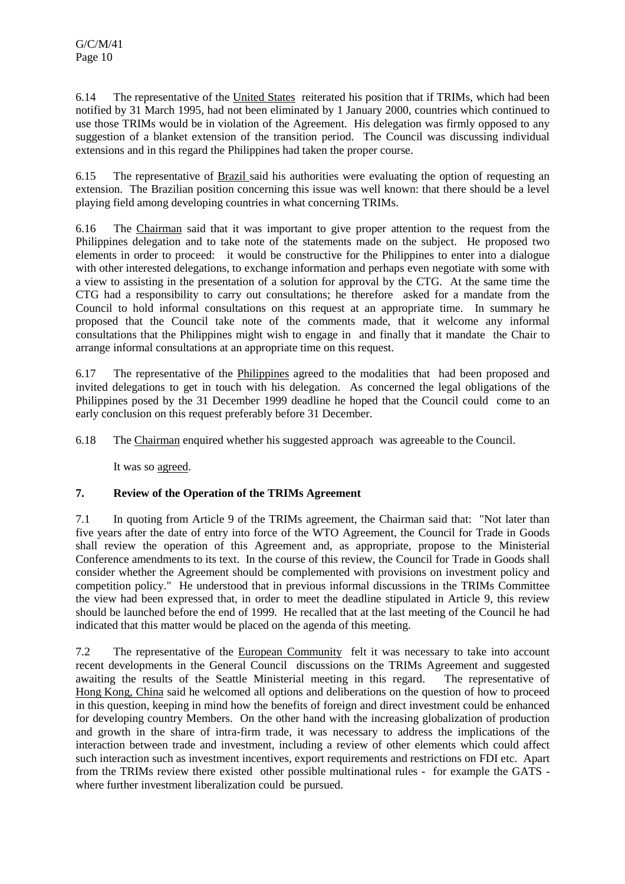6.14 The representative of the United States reiterated his position that if TRIMs, which had been notified by 31 March 1995, had not been eliminated by 1 January 2000, countries which continued to use those TRIMs would be in violation of the Agreement. His delegation was firmly opposed to any suggestion of a blanket extension of the transition period. The Council was discussing individual extensions and in this regard the Philippines had taken the proper course.

6.15 The representative of Brazil said his authorities were evaluating the option of requesting an extension. The Brazilian position concerning this issue was well known: that there should be a level playing field among developing countries in what concerning TRIMs.

6.16 The Chairman said that it was important to give proper attention to the request from the Philippines delegation and to take note of the statements made on the subject. He proposed two elements in order to proceed: it would be constructive for the Philippines to enter into a dialogue with other interested delegations, to exchange information and perhaps even negotiate with some with a view to assisting in the presentation of a solution for approval by the CTG. At the same time the CTG had a responsibility to carry out consultations; he therefore asked for a mandate from the Council to hold informal consultations on this request at an appropriate time. In summary he proposed that the Council take note of the comments made, that it welcome any informal consultations that the Philippines might wish to engage in and finally that it mandate the Chair to arrange informal consultations at an appropriate time on this request.

6.17 The representative of the Philippines agreed to the modalities that had been proposed and invited delegations to get in touch with his delegation. As concerned the legal obligations of the Philippines posed by the 31 December 1999 deadline he hoped that the Council could come to an early conclusion on this request preferably before 31 December.

6.18 The Chairman enquired whether his suggested approach was agreeable to the Council.

It was so agreed.

## 7. Review of the Operation of the TRIMs Agreement

7.1 In quoting from Article 9 of the TRIMs agreement, the Chairman said that: "Not later than five years after the date of entry into force of the WTO Agreement, the Council for Trade in Goods shall review the operation of this Agreement and, as appropriate, propose to the Ministerial Conference amendments to its text. In the course of this review, the Council for Trade in Goods shall consider whether the Agreement should be complemented with provisions on investment policy and competition policy." He understood that in previous informal discussions in the TRIMs Committee the view had been expressed that, in order to meet the deadline stipulated in Article 9, this review should be launched before the end of 1999. He recalled that at the last meeting of the Council he had indicated that this matter would be placed on the agenda of this meeting.

7.2 The representative of the European Community felt it was necessary to take into account recent developments in the General Council discussions on the TRIMs Agreement and suggested awaiting the results of the Seattle Ministerial meeting in this regard. The representative of Hong Kong, China said he welcomed all options and deliberations on the question of how to proceed in this question, keeping in mind how the benefits of foreign and direct investment could be enhanced for developing country Members. On the other hand with the increasing globalization of production and growth in the share of intra-firm trade, it was necessary to address the implications of the interaction between trade and investment, including a review of other elements which could affect such interaction such as investment incentives, export requirements and restrictions on FDI etc. Apart from the TRIMs review there existed other possible multinational rules - for example the GATS - where further investment liberalization could be pursued.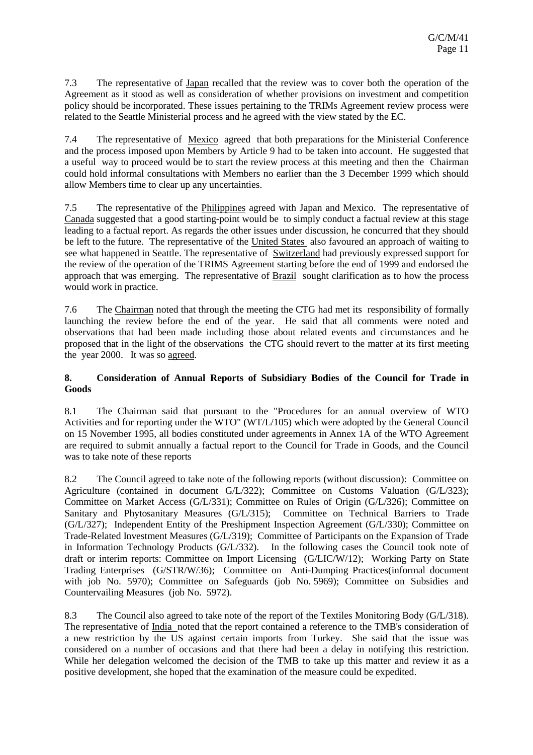7.3 The representative of Japan recalled that the review was to cover both the operation of the Agreement as it stood as well as consideration of whether provisions on investment and competition policy should be incorporated. These issues pertaining to the TRIMs Agreement review process were related to the Seattle Ministerial process and he agreed with the view stated by the EC.

7.4 The representative of Mexico agreed that both preparations for the Ministerial Conference and the process imposed upon Members by Article 9 had to be taken into account. He suggested that a useful way to proceed would be to start the review process at this meeting and then the Chairman could hold informal consultations with Members no earlier than the 3 December 1999 which should allow Members time to clear up any uncertainties.

7.5 The representative of the Philippines agreed with Japan and Mexico. The representative of Canada suggested that a good starting-point would be to simply conduct a factual review at this stage leading to a factual report. As regards the other issues under discussion, he concurred that they should be left to the future. The representative of the United States also favoured an approach of waiting to see what happened in Seattle. The representative of Switzerland had previously expressed support for the review of the operation of the TRIMS Agreement starting before the end of 1999 and endorsed the approach that was emerging. The representative of Brazil sought clarification as to how the process would work in practice.

7.6 The Chairman noted that through the meeting the CTG had met its responsibility of formally launching the review before the end of the year. He said that all comments were noted and observations that had been made including those about related events and circumstances and he proposed that in the light of the observations the CTG should revert to the matter at its first meeting the year 2000. It was so agreed.

## 8. Consideration of Annual Reports of Subsidiary Bodies of the Council for Trade in Goods

8.1 The Chairman said that pursuant to the "Procedures for an annual overview of WTO Activities and for reporting under the WTO" (WT/L/105) which were adopted by the General Council on 15 November 1995, all bodies constituted under agreements in Annex 1A of the WTO Agreement are required to submit annually a factual report to the Council for Trade in Goods, and the Council was to take note of these reports

8.2 The Council agreed to take note of the following reports (without discussion): Committee on Agriculture (contained in document G/L/322); Committee on Customs Valuation (G/L/323); Committee on Market Access (G/L/331); Committee on Rules of Origin (G/L/326); Committee on Sanitary and Phytosanitary Measures (G/L/315); Committee on Technical Barriers to Trade (G/L/327); Independent Entity of the Preshipment Inspection Agreement (G/L/330); Committee on Trade-Related Investment Measures (G/L/319); Committee of Participants on the Expansion of Trade in Information Technology Products (G/L/332). In the following cases the Council took note of draft or interim reports: Committee on Import Licensing (G/LIC/W/12); Working Party on State Trading Enterprises (G/STR/W/36); Committee on Anti-Dumping Practices(informal document with job No. 5970); Committee on Safeguards (job No. 5969); Committee on Subsidies and Countervailing Measures (job No. 5972).

8.3 The Council also agreed to take note of the report of the Textiles Monitoring Body (G/L/318). The representative of India noted that the report contained a reference to the TMB's consideration of a new restriction by the US against certain imports from Turkey. She said that the issue was considered on a number of occasions and that there had been a delay in notifying this restriction. While her delegation welcomed the decision of the TMB to take up this matter and review it as a positive development, she hoped that the examination of the measure could be expedited.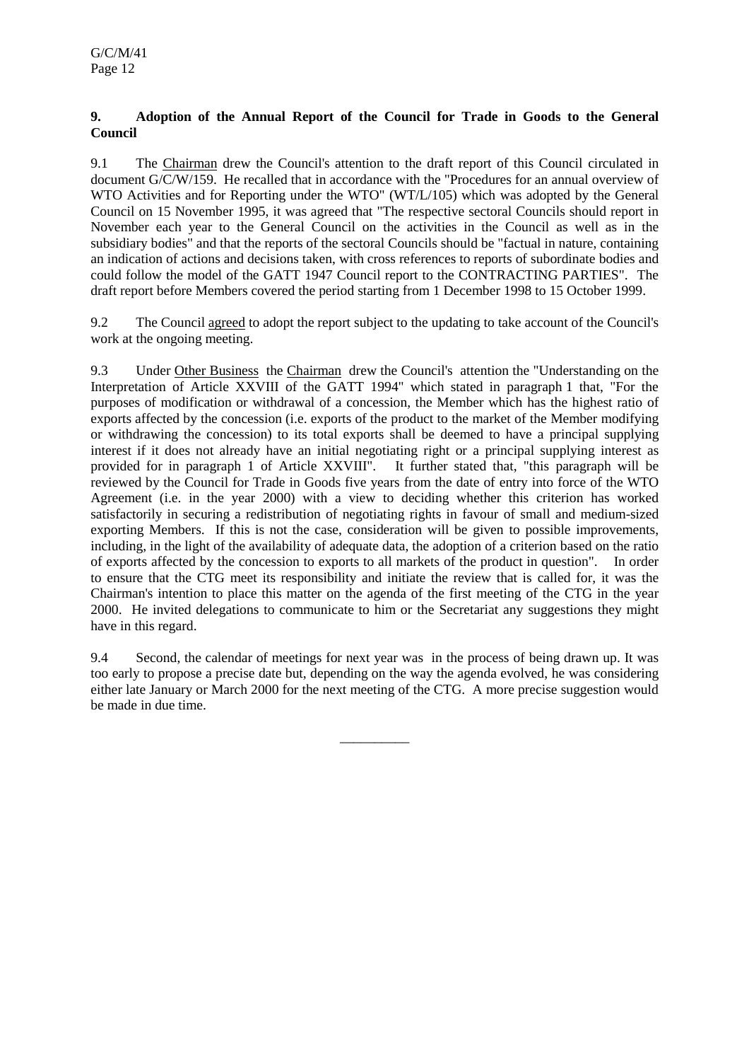## 9. Adoption of the Annual Report of the Council for Trade in Goods to the General Council

9.1 The Chairman drew the Council's attention to the draft report of this Council circulated in document G/C/W/159. He recalled that in accordance with the "Procedures for an annual overview of WTO Activities and for Reporting under the WTO" (WT/L/105) which was adopted by the General Council on 15 November 1995, it was agreed that "The respective sectoral Councils should report in November each year to the General Council on the activities in the Council as well as in the subsidiary bodies" and that the reports of the sectoral Councils should be "factual in nature, containing an indication of actions and decisions taken, with cross references to reports of subordinate bodies and could follow the model of the GATT 1947 Council report to the CONTRACTING PARTIES". The draft report before Members covered the period starting from 1 December 1998 to 15 October 1999.

9.2 The Council agreed to adopt the report subject to the updating to take account of the Council's work at the ongoing meeting.

9.3 Under Other Business the Chairman drew the Council's attention the "Understanding on the Interpretation of Article XXVIII of the GATT 1994" which stated in paragraph 1 that, "For the purposes of modification or withdrawal of a concession, the Member which has the highest ratio of exports affected by the concession (i.e. exports of the product to the market of the Member modifying or withdrawing the concession) to its total exports shall be deemed to have a principal supplying interest if it does not already have an initial negotiating right or a principal supplying interest as provided for in paragraph 1 of Article XXVIII". It further stated that, "this paragraph will be reviewed by the Council for Trade in Goods five years from the date of entry into force of the WTO Agreement (i.e. in the year 2000) with a view to deciding whether this criterion has worked satisfactorily in securing a redistribution of negotiating rights in favour of small and medium-sized exporting Members. If this is not the case, consideration will be given to possible improvements, including, in the light of the availability of adequate data, the adoption of a criterion based on the ratio of exports affected by the concession to exports to all markets of the product in question". In order to ensure that the CTG meet its responsibility and initiate the review that is called for, it was the Chairman's intention to place this matter on the agenda of the first meeting of the CTG in the year 2000. He invited delegations to communicate to him or the Secretariat any suggestions they might have in this regard.

9.4 Second, the calendar of meetings for next year was in the process of being drawn up. It was too early to propose a precise date but, depending on the way the agenda evolved, he was considering either late January or March 2000 for the next meeting of the CTG. A more precise suggestion would be made in due time.

__________